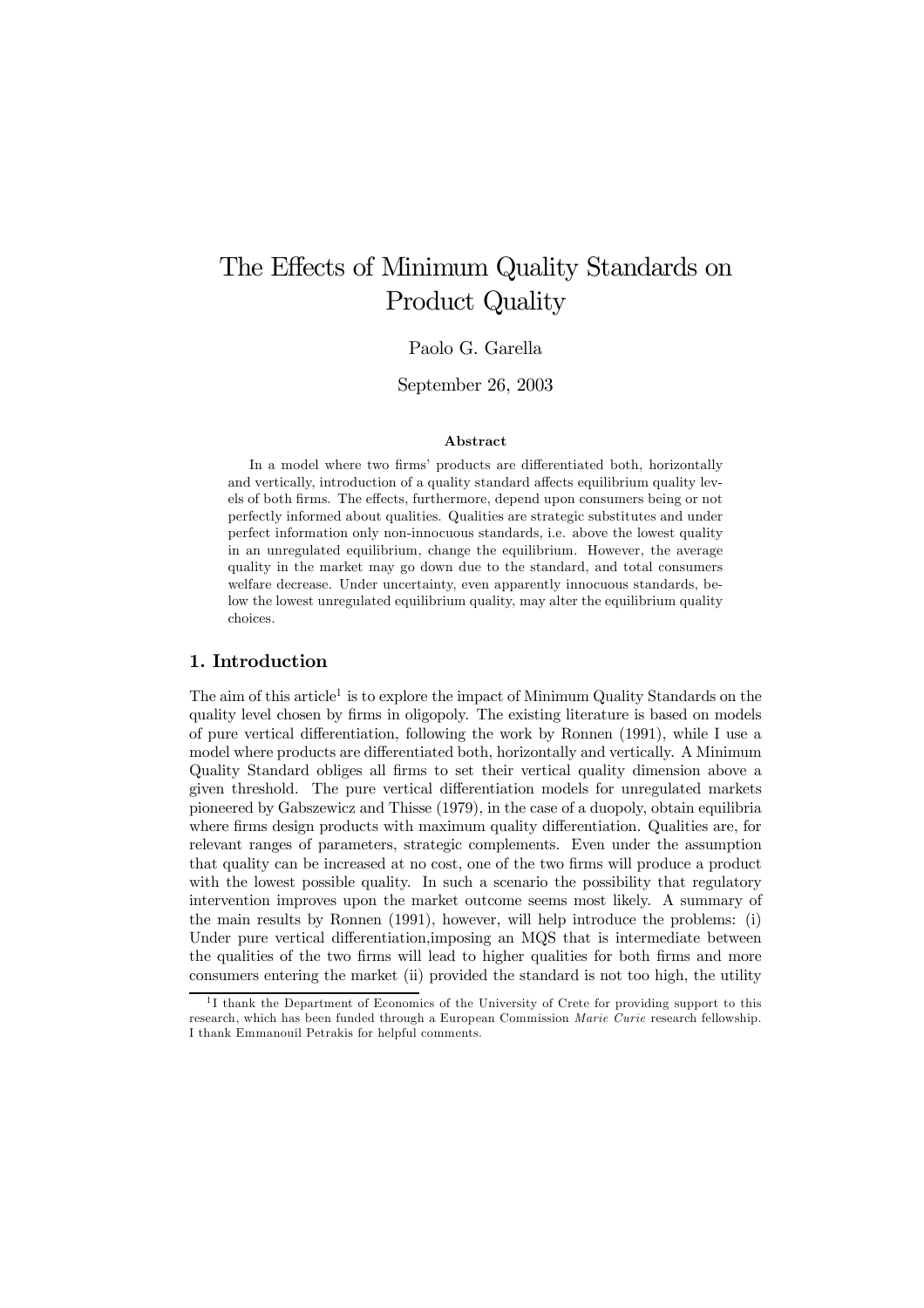# The Effects of Minimum Quality Standards on Product Quality

Paolo G. Garella

September 26, 2003

### Abstract

In a model where two firms' products are differentiated both, horizontally and vertically, introduction of a quality standard affects equilibrium quality levels of both firms. The effects, furthermore, depend upon consumers being or not perfectly informed about qualities. Qualities are strategic substitutes and under perfect information only non-innocuous standards, i.e. above the lowest quality in an unregulated equilibrium, change the equilibrium. However, the average quality in the market may go down due to the standard, and total consumers welfare decrease. Under uncertainty, even apparently innocuous standards, below the lowest unregulated equilibrium quality, may alter the equilibrium quality choices.

## 1. Introduction

The aim of this article[1] is to explore the impact of Minimum Quality Standards on the quality level chosen by firms in oligopoly. The existing literature is based on models of pure vertical differentiation, following the work by Ronnen (1991), while I use a model where products are differentiated both, horizontally and vertically. A Minimum Quality Standard obliges all firms to set their vertical quality dimension above a given threshold. The pure vertical differentiation models for unregulated markets pioneered by Gabszewicz and Thisse (1979), in the case of a duopoly, obtain equilibria where firms design products with maximum quality differentiation. Qualities are, for relevant ranges of parameters, strategic complements. Even under the assumption that quality can be increased at no cost, one of the two firms will produce a product with the lowest possible quality. In such a scenario the possibility that regulatory intervention improves upon the market outcome seems most likely. A summary of the main results by Ronnen (1991), however, will help introduce the problems: (i) Under pure vertical differentiation,imposing an MQS that is intermediate between the qualities of the two firms will lead to higher qualities for both firms and more consumers entering the market (ii) provided the standard is not too high, the utility

[1] I thank the Department of Economics of the University of Crete for providing support to this research, which has been funded through a European Commission *Marie Curie* research fellowship. I thank Emmanouil Petrakis for helpful comments.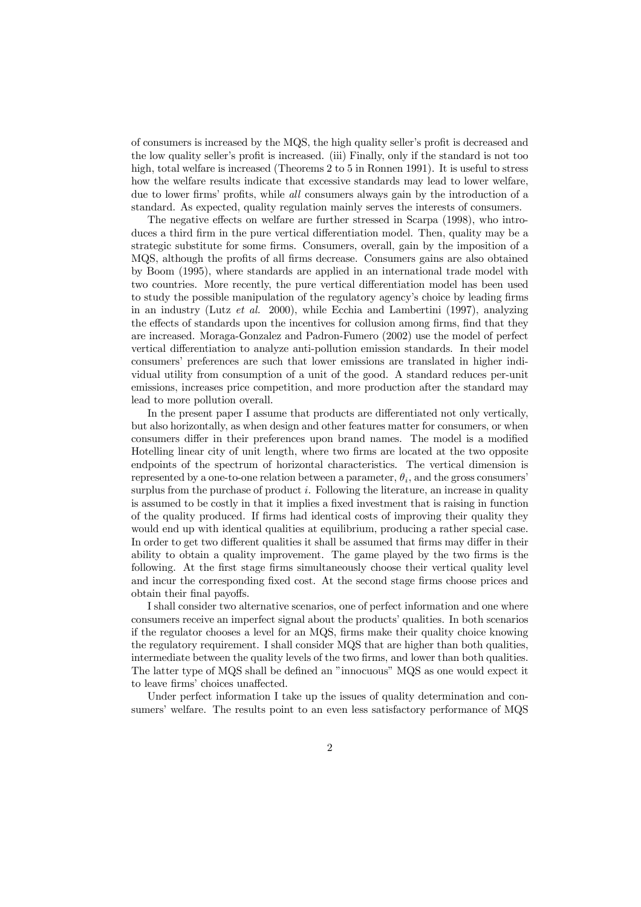of consumers is increased by the MQS, the high quality seller's profit is decreased and the low quality seller's profit is increased. (iii) Finally, only if the standard is not too high, total welfare is increased (Theorems 2 to 5 in Ronnen 1991). It is useful to stress how the welfare results indicate that excessive standards may lead to lower welfare, due to lower firms' profits, while *all* consumers always gain by the introduction of a standard. As expected, quality regulation mainly serves the interests of consumers.

The negative effects on welfare are further stressed in Scarpa (1998), who introduces a third firm in the pure vertical differentiation model. Then, quality may be a strategic substitute for some firms. Consumers, overall, gain by the imposition of a MQS, although the profits of all firms decrease. Consumers gains are also obtained by Boom (1995), where standards are applied in an international trade model with two countries. More recently, the pure vertical differentiation model has been used to study the possible manipulation of the regulatory agency's choice by leading firms in an industry (Lutz *et al.* 2000), while Ecchia and Lambertini (1997), analyzing the effects of standards upon the incentives for collusion among firms, find that they are increased. Moraga-Gonzalez and Padron-Fumero (2002) use the model of perfect vertical differentiation to analyze anti-pollution emission standards. In their model consumers' preferences are such that lower emissions are translated in higher individual utility from consumption of a unit of the good. A standard reduces per-unit emissions, increases price competition, and more production after the standard may lead to more pollution overall.

In the present paper I assume that products are differentiated not only vertically, but also horizontally, as when design and other features matter for consumers, or when consumers differ in their preferences upon brand names. The model is a modified Hotelling linear city of unit length, where two firms are located at the two opposite endpoints of the spectrum of horizontal characteristics. The vertical dimension is represented by a one-to-one relation between a parameter, $\theta_i$, and the gross consumers' surplus from the purchase of product $i$. Following the literature, an increase in quality is assumed to be costly in that it implies a fixed investment that is raising in function of the quality produced. If firms had identical costs of improving their quality they would end up with identical qualities at equilibrium, producing a rather special case. In order to get two different qualities it shall be assumed that firms may differ in their ability to obtain a quality improvement. The game played by the two firms is the following. At the first stage firms simultaneously choose their vertical quality level and incur the corresponding fixed cost. At the second stage firms choose prices and obtain their final payoffs.

I shall consider two alternative scenarios, one of perfect information and one where consumers receive an imperfect signal about the products' qualities. In both scenarios if the regulator chooses a level for an MQS, firms make their quality choice knowing the regulatory requirement. I shall consider MQS that are higher than both qualities, intermediate between the quality levels of the two firms, and lower than both qualities. The latter type of MQS shall be defined an "innocuous" MQS as one would expect it to leave firms' choices unaffected.

Under perfect information I take up the issues of quality determination and consumers' welfare. The results point to an even less satisfactory performance of MQS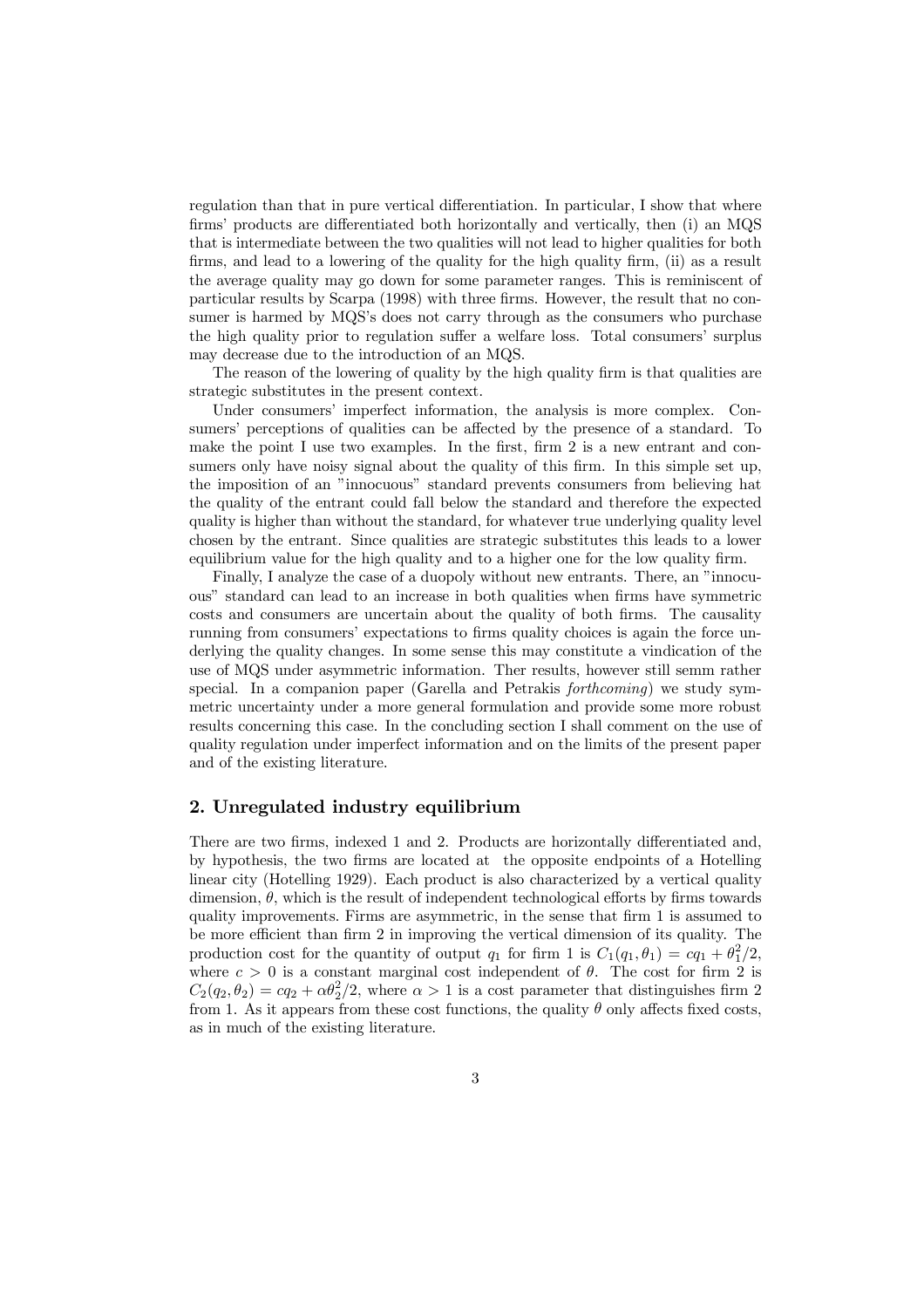regulation than that in pure vertical differentiation. In particular, I show that where firms' products are differentiated both horizontally and vertically, then (i) an MQS that is intermediate between the two qualities will not lead to higher qualities for both firms, and lead to a lowering of the quality for the high quality firm, (ii) as a result the average quality may go down for some parameter ranges. This is reminiscent of particular results by Scarpa (1998) with three firms. However, the result that no consumer is harmed by MQS's does not carry through as the consumers who purchase the high quality prior to regulation suffer a welfare loss. Total consumers' surplus may decrease due to the introduction of an MQS.

The reason of the lowering of quality by the high quality firm is that qualities are strategic substitutes in the present context.

Under consumers' imperfect information, the analysis is more complex. Consumers' perceptions of qualities can be affected by the presence of a standard. To make the point I use two examples. In the first, firm 2 is a new entrant and consumers only have noisy signal about the quality of this firm. In this simple set up, the imposition of an "innocuous" standard prevents consumers from believing hat the quality of the entrant could fall below the standard and therefore the expected quality is higher than without the standard, for whatever true underlying quality level chosen by the entrant. Since qualities are strategic substitutes this leads to a lower equilibrium value for the high quality and to a higher one for the low quality firm.

Finally, I analyze the case of a duopoly without new entrants. There, an "innocuous" standard can lead to an increase in both qualities when firms have symmetric costs and consumers are uncertain about the quality of both firms. The causality running from consumers' expectations to firms quality choices is again the force underlying the quality changes. In some sense this may constitute a vindication of the use of MQS under asymmetric information. Ther results, however still semm rather special. In a companion paper (Garella and Petrakis *forthcoming*) we study symmetric uncertainty under a more general formulation and provide some more robust results concerning this case. In the concluding section I shall comment on the use of quality regulation under imperfect information and on the limits of the present paper and of the existing literature.

## 2. Unregulated industry equilibrium

There are two firms, indexed 1 and 2. Products are horizontally differentiated and, by hypothesis, the two firms are located at the opposite endpoints of a Hotelling linear city (Hotelling 1929). Each product is also characterized by a vertical quality dimension, $\theta$, which is the result of independent technological efforts by firms towards quality improvements. Firms are asymmetric, in the sense that firm 1 is assumed to be more efficient than firm 2 in improving the vertical dimension of its quality. The production cost for the quantity of output $q_1$ for firm 1 is $C_1(q_1, \theta_1) = cq_1 + \theta_1^2/2$, where $c > 0$ is a constant marginal cost independent of $\theta$. The cost for firm 2 is $C_2(q_2, \theta_2) = cq_2 + \alpha\theta_2^2/2$, where $\alpha > 1$ is a cost parameter that distinguishes firm 2 from 1. As it appears from these cost functions, the quality $\theta$ only affects fixed costs, as in much of the existing literature.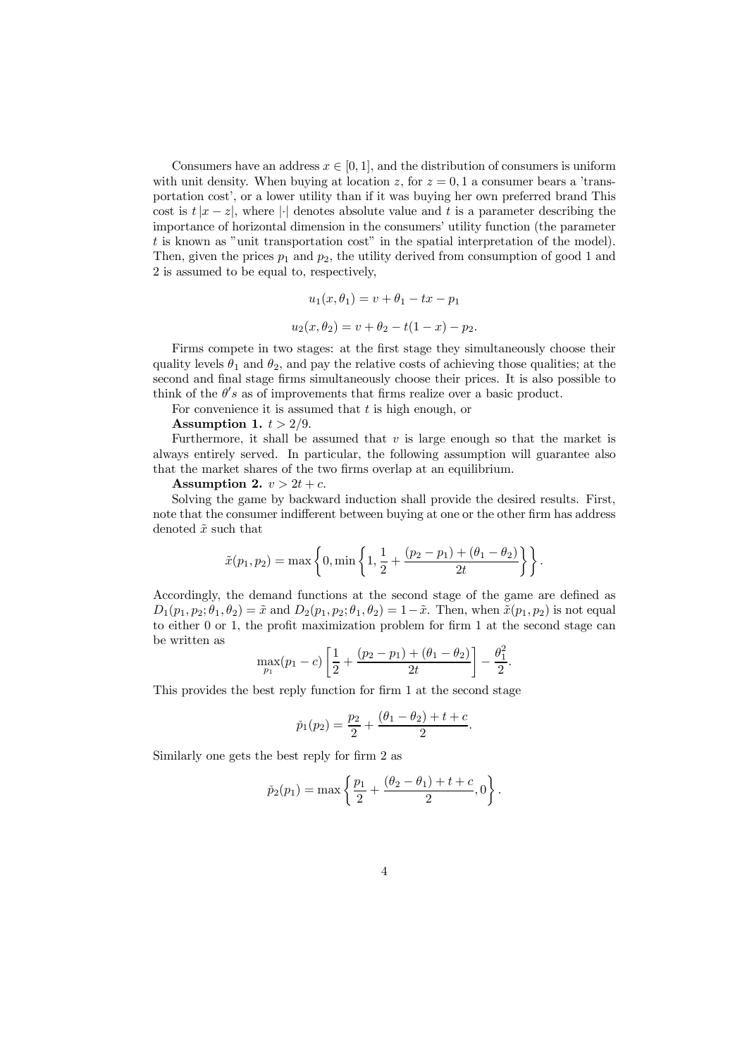Consumers have an address $x \in [0,1]$, and the distribution of consumers is uniform with unit density. When buying at location $z$, for $z = 0, 1$ a consumer bears a 'transportation cost', or a lower utility than if it was buying her own preferred brand This cost is $t|x - z|$, where $|\cdot|$ denotes absolute value and $t$ is a parameter describing the importance of horizontal dimension in the consumers' utility function (the parameter $t$ is known as "unit transportation cost" in the spatial interpretation of the model). Then, given the prices $p_1$ and $p_2$, the utility derived from consumption of good 1 and 2 is assumed to be equal to, respectively,

$$u_1(x, \theta_1) = v + \theta_1 - tx - p_1$$

$$u_2(x, \theta_2) = v + \theta_2 - t(1 - x) - p_2.$$

Firms compete in two stages: at the first stage they simultaneously choose their quality levels $\theta_1$ and $\theta_2$, and pay the relative costs of achieving those qualities; at the second and final stage firms simultaneously choose their prices. It is also possible to think of the $\theta' s$ as of improvements that firms realize over a basic product.

For convenience it is assumed that $t$ is high enough, or

**Assumption 1.** $t > 2/9$.

Furthermore, it shall be assumed that $v$ is large enough so that the market is always entirely served. In particular, the following assumption will guarantee also that the market shares of the two firms overlap at an equilibrium.

**Assumption 2.** $v > 2t + c$.

Solving the game by backward induction shall provide the desired results. First, note that the consumer indifferent between buying at one or the other firm has address denoted $\tilde{x}$ such that

$$\tilde{x}(p_1, p_2) = \max\left\{0, \min\left\{1, \frac{1}{2} + \frac{(p_2 - p_1) + (\theta_1 - \theta_2)}{2t}\right\}\right\}.$$

Accordingly, the demand functions at the second stage of the game are defined as $D_1(p_1, p_2; \theta_1, \theta_2) = \tilde{x}$ and $D_2(p_1, p_2; \theta_1, \theta_2) = 1 - \tilde{x}$. Then, when $\tilde{x}(p_1, p_2)$ is not equal to either 0 or 1, the profit maximization problem for firm 1 at the second stage can be written as

$$\max_{p_1} (p_1 - c)\left[\frac{1}{2} + \frac{(p_2 - p_1) + (\theta_1 - \theta_2)}{2t}\right] - \frac{\theta_1^2}{2}.$$

This provides the best reply function for firm 1 at the second stage

$$\check{p}_1(p_2) = \frac{p_2}{2} + \frac{(\theta_1 - \theta_2) + t + c}{2}.$$

Similarly one gets the best reply for firm 2 as

$$\check{p}_2(p_1) = \max\left\{\frac{p_1}{2} + \frac{(\theta_2 - \theta_1) + t + c}{2}, 0\right\}.$$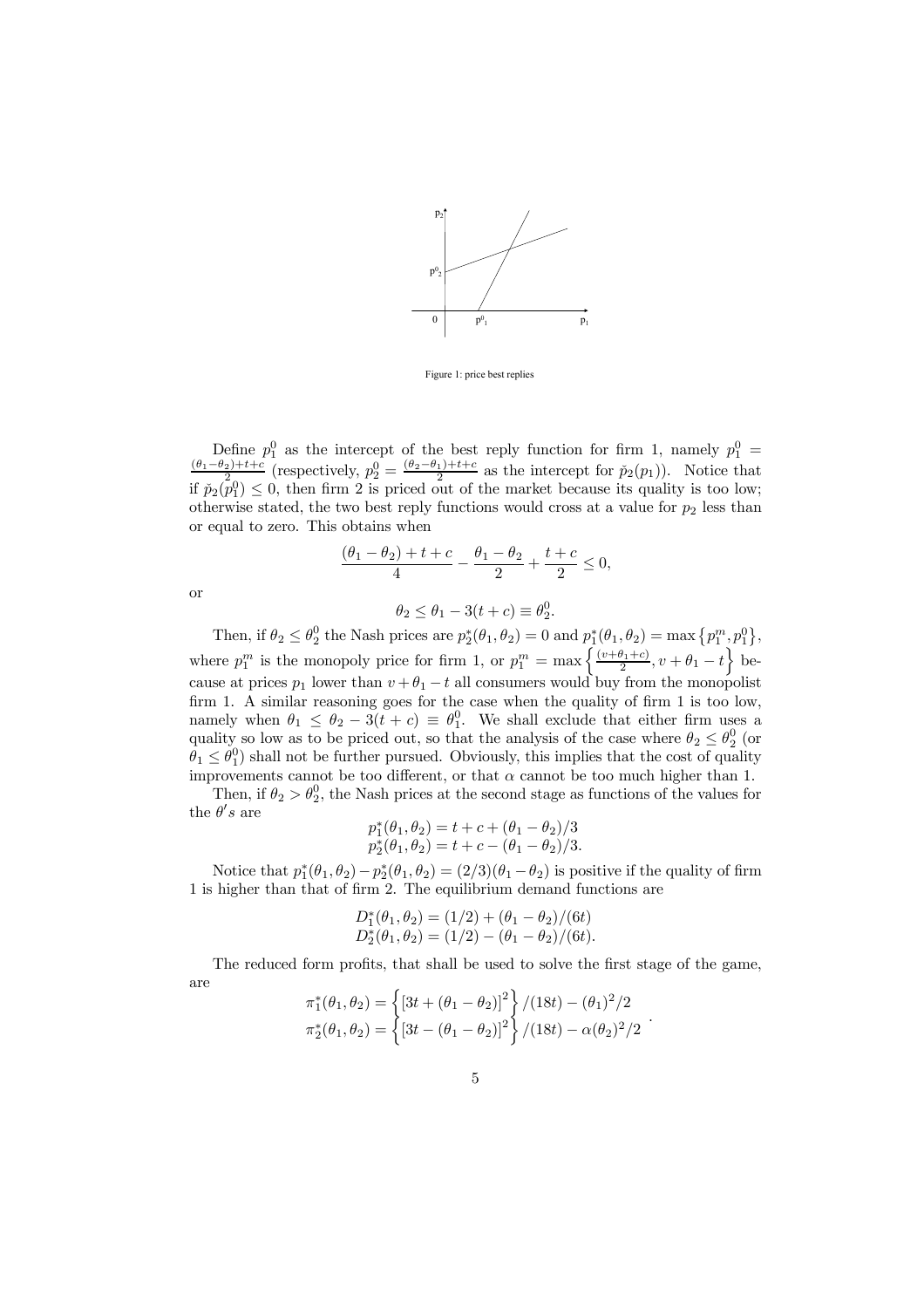Figure 1: price best replies

Define $p_1^0$ as the intercept of the best reply function for firm 1, namely $p_1^0 = \frac{(\theta_1-\theta_2)+t+c}{2}$ (respectively, $p_2^0 = \frac{(\theta_2-\theta_1)+t+c}{2}$ as the intercept for $\check{p}_2(p_1)$). Notice that if $\check{p}_2(p_1^0) \leq 0$, then firm 2 is priced out of the market because its quality is too low; otherwise stated, the two best reply functions would cross at a value for $p_2$ less than or equal to zero. This obtains when

$$\frac{(\theta_1-\theta_2)+t+c}{4} - \frac{\theta_1-\theta_2}{2} + \frac{t+c}{2} \leq 0,$$

or

$$\theta_2 \leq \theta_1 - 3(t+c) \equiv \theta_2^0.$$

Then, if $\theta_2 \leq \theta_2^0$ the Nash prices are $p_2^*(\theta_1,\theta_2) = 0$ and $p_1^*(\theta_1,\theta_2) = \max\{p_1^m, p_1^0\}$, where $p_1^m$ is the monopoly price for firm 1, or $p_1^m = \max\left\{\frac{(v+\theta_1+c)}{2}, v+\theta_1-t\right\}$ because at prices $p_1$ lower than $v+\theta_1-t$ all consumers would buy from the monopolist firm 1. A similar reasoning goes for the case when the quality of firm 1 is too low, namely when $\theta_1 \leq \theta_2 - 3(t+c) \equiv \theta_1^0$. We shall exclude that either firm uses a quality so low as to be priced out, so that the analysis of the case where $\theta_2 \leq \theta_2^0$ (or $\theta_1 \leq \theta_1^0$) shall not be further pursued. Obviously, this implies that the cost of quality improvements cannot be too different, or that $\alpha$ cannot be too much higher than 1.

Then, if $\theta_2 > \theta_2^0$, the Nash prices at the second stage as functions of the values for the $\theta's$ are

$$\begin{aligned} p_1^*(\theta_1,\theta_2) &= t+c+(\theta_1-\theta_2)/3 \\ p_2^*(\theta_1,\theta_2) &= t+c-(\theta_1-\theta_2)/3. \end{aligned}$$

Notice that $p_1^*(\theta_1,\theta_2) - p_2^*(\theta_1,\theta_2) = (2/3)(\theta_1-\theta_2)$ is positive if the quality of firm 1 is higher than that of firm 2. The equilibrium demand functions are

$$\begin{aligned} D_1^*(\theta_1,\theta_2) &= (1/2) + (\theta_1-\theta_2)/(6t) \\ D_2^*(\theta_1,\theta_2) &= (1/2) - (\theta_1-\theta_2)/(6t). \end{aligned}$$

The reduced form profits, that shall be used to solve the first stage of the game, are

$$\begin{aligned} \pi_1^*(\theta_1,\theta_2) &= \left\{[3t+(\theta_1-\theta_2)]^2\right\}/(18t) - (\theta_1)^2/2 \\ \pi_2^*(\theta_1,\theta_2) &= \left\{[3t-(\theta_1-\theta_2)]^2\right\}/(18t) - \alpha(\theta_2)^2/2 \end{aligned}.$$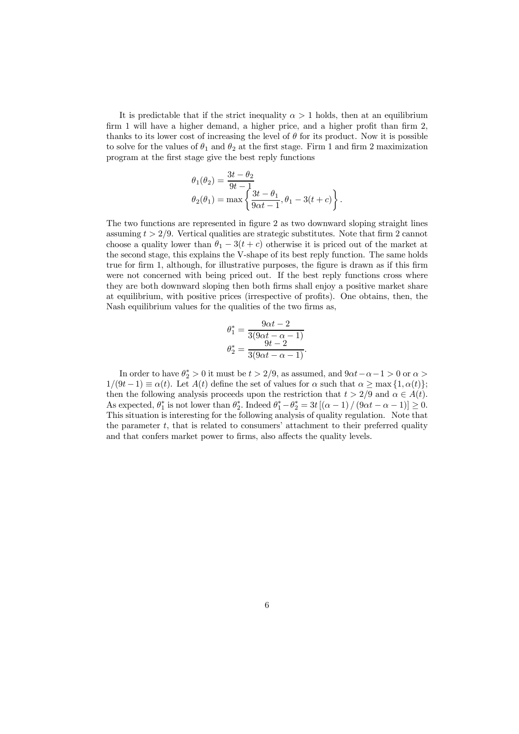It is predictable that if the strict inequality $\alpha > 1$ holds, then at an equilibrium firm 1 will have a higher demand, a higher price, and a higher profit than firm 2, thanks to its lower cost of increasing the level of $\theta$ for its product. Now it is possible to solve for the values of $\theta_1$ and $\theta_2$ at the first stage. Firm 1 and firm 2 maximization program at the first stage give the best reply functions

$$\theta_1(\theta_2) = \frac{3t - \theta_2}{9t - 1}$$
$$\theta_2(\theta_1) = \max\left\{\frac{3t - \theta_1}{9\alpha t - 1}, \theta_1 - 3(t + c)\right\}.$$

The two functions are represented in figure 2 as two downward sloping straight lines assuming $t > 2/9$. Vertical qualities are strategic substitutes. Note that firm 2 cannot choose a quality lower than $\theta_1 - 3(t + c)$ otherwise it is priced out of the market at the second stage, this explains the V-shape of its best reply function. The same holds true for firm 1, although, for illustrative purposes, the figure is drawn as if this firm were not concerned with being priced out. If the best reply functions cross where they are both downward sloping then both firms shall enjoy a positive market share at equilibrium, with positive prices (irrespective of profits). One obtains, then, the Nash equilibrium values for the qualities of the two firms as,

$$\theta_1^* = \frac{9\alpha t - 2}{3(9\alpha t - \alpha - 1)}$$
$$\theta_2^* = \frac{9t - 2}{3(9\alpha t - \alpha - 1)}.$$

In order to have $\theta_2^* > 0$ it must be $t > 2/9$, as assumed, and $9\alpha t - \alpha - 1 > 0$ or $\alpha > 1/(9t - 1) \equiv \alpha(t)$. Let $A(t)$ define the set of values for $\alpha$ such that $\alpha \geq \max\{1, \alpha(t)\}$; then the following analysis proceeds upon the restriction that $t > 2/9$ and $\alpha \in A(t)$. As expected, $\theta_1^*$ is not lower than $\theta_2^*$. Indeed $\theta_1^* - \theta_2^* = 3t\left[(\alpha - 1) / (9\alpha t - \alpha - 1)\right] \geq 0$. This situation is interesting for the following analysis of quality regulation. Note that the parameter $t$, that is related to consumers' attachment to their preferred quality and that confers market power to firms, also affects the quality levels.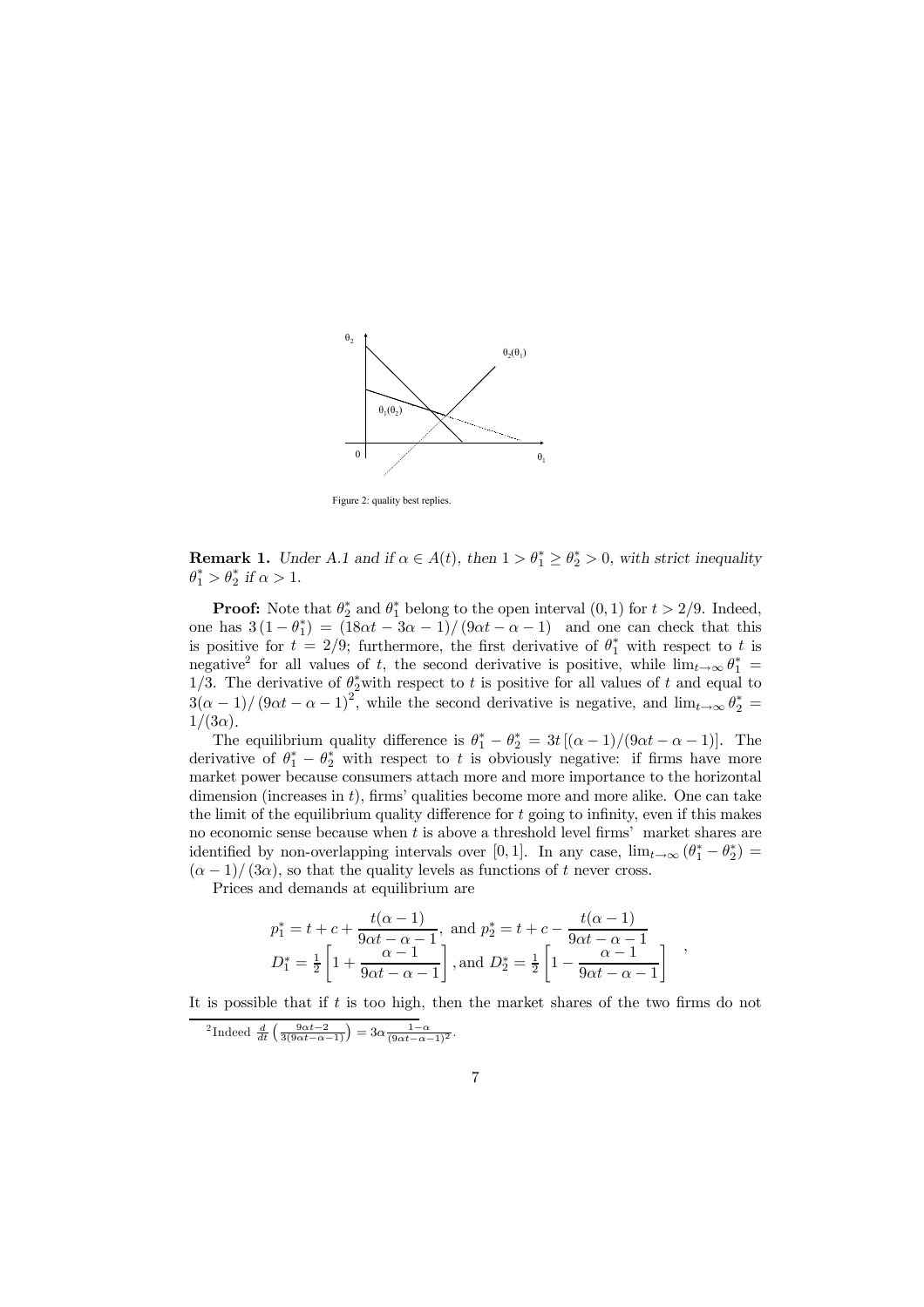Figure 2: quality best replies.

**Remark 1.** *Under A.1 and if $\alpha \in A(t)$, then $1 > \theta_1^* \geq \theta_2^* > 0$, with strict inequality $\theta_1^* > \theta_2^*$ if $\alpha > 1$.*

**Proof:** Note that $\theta_2^*$ and $\theta_1^*$ belong to the open interval $(0,1)$ for $t > 2/9$. Indeed, one has $3(1-\theta_1^*) = (18\alpha t - 3\alpha - 1)/(9\alpha t - \alpha - 1)$ and one can check that this is positive for $t = 2/9$; furthermore, the first derivative of $\theta_1^*$ with respect to $t$ is negative[2] for all values of $t$, the second derivative is positive, while $\lim_{t\to\infty} \theta_1^* = 1/3$. The derivative of $\theta_2^*$ with respect to $t$ is positive for all values of $t$ and equal to $3(\alpha-1)/(9\alpha t - \alpha - 1)^2$, while the second derivative is negative, and $\lim_{t\to\infty} \theta_2^* = 1/(3\alpha)$.

The equilibrium quality difference is $\theta_1^* - \theta_2^* = 3t\left[(\alpha-1)/(9\alpha t - \alpha - 1)\right]$. The derivative of $\theta_1^* - \theta_2^*$ with respect to $t$ is obviously negative: if firms have more market power because consumers attach more and more importance to the horizontal dimension (increases in $t$), firms' qualities become more and more alike. One can take the limit of the equilibrium quality difference for $t$ going to infinity, even if this makes no economic sense because when $t$ is above a threshold level firms' market shares are identified by non-overlapping intervals over $[0,1]$. In any case, $\lim_{t\to\infty}(\theta_1^* - \theta_2^*) = (\alpha-1)/(3\alpha)$, so that the quality levels as functions of $t$ never cross.

Prices and demands at equilibrium are

$$
\begin{array}{l}
p_1^* = t + c + \dfrac{t(\alpha-1)}{9\alpha t - \alpha - 1}, \text{ and } p_2^* = t + c - \dfrac{t(\alpha-1)}{9\alpha t - \alpha - 1} \\
D_1^* = \frac{1}{2}\left[1 + \dfrac{\alpha-1}{9\alpha t - \alpha - 1}\right], \text{and } D_2^* = \frac{1}{2}\left[1 - \dfrac{\alpha-1}{9\alpha t - \alpha - 1}\right]
\end{array},
$$

It is possible that if $t$ is too high, then the market shares of the two firms do not

[2] Indeed $\frac{d}{dt}\left(\frac{9\alpha t - 2}{3(9\alpha t - \alpha - 1)}\right) = 3\alpha\frac{1-\alpha}{(9\alpha t - \alpha - 1)^2}$.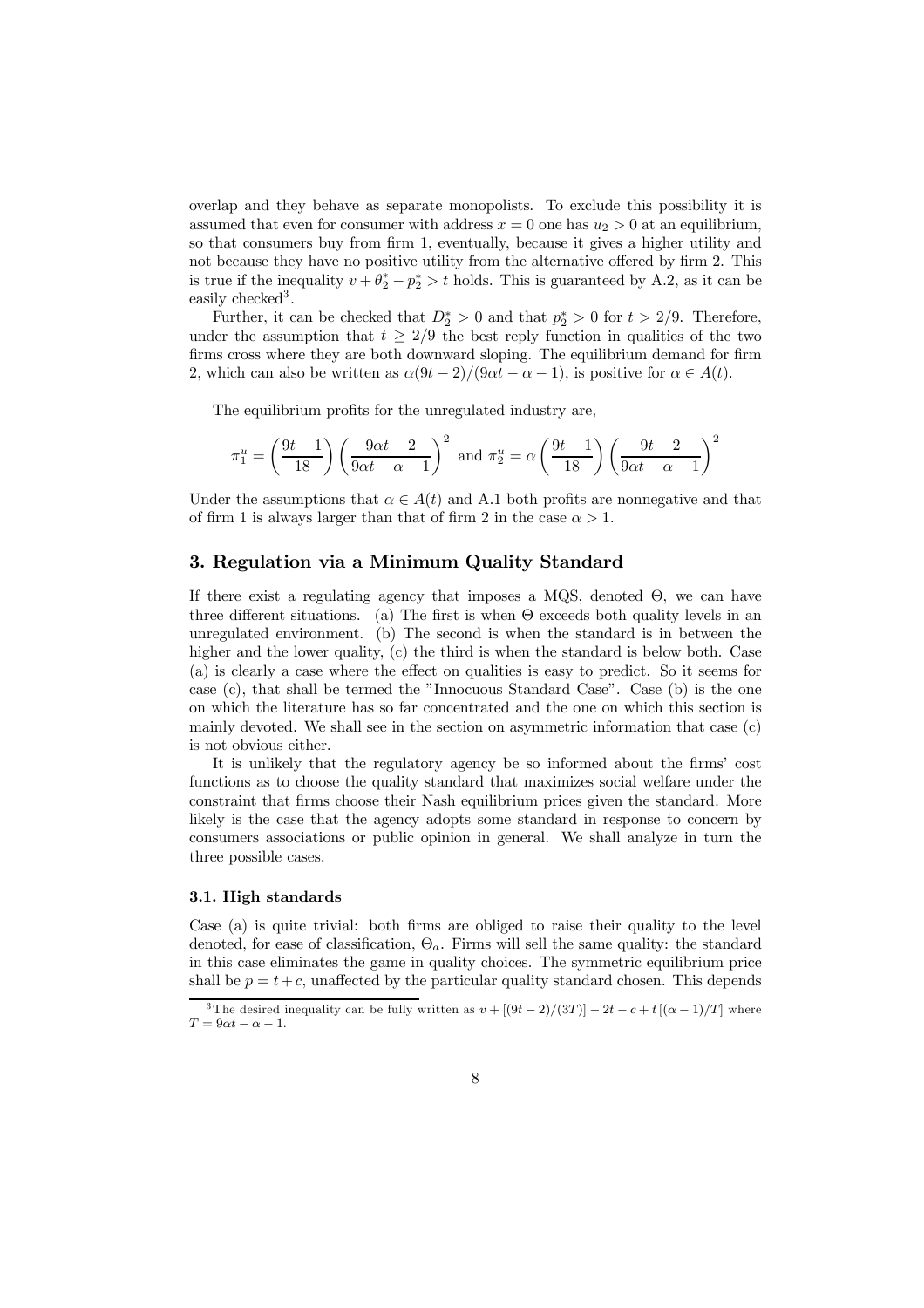overlap and they behave as separate monopolists. To exclude this possibility it is assumed that even for consumer with address $x = 0$ one has $u_2 > 0$ at an equilibrium, so that consumers buy from firm 1, eventually, because it gives a higher utility and not because they have no positive utility from the alternative offered by firm 2. This is true if the inequality $v + \theta_2^* - p_2^* > t$ holds. This is guaranteed by A.2, as it can be easily checked[3].

Further, it can be checked that $D_2^* > 0$ and that $p_2^* > 0$ for $t > 2/9$. Therefore, under the assumption that $t \geq 2/9$ the best reply function in qualities of the two firms cross where they are both downward sloping. The equilibrium demand for firm 2, which can also be written as $\alpha(9t-2)/(9\alpha t - \alpha - 1)$, is positive for $\alpha \in A(t)$.

The equilibrium profits for the unregulated industry are,

$$\pi_1^u = \left(\frac{9t-1}{18}\right)\left(\frac{9\alpha t - 2}{9\alpha t - \alpha - 1}\right)^2 \text{ and } \pi_2^u = \alpha\left(\frac{9t-1}{18}\right)\left(\frac{9t-2}{9\alpha t - \alpha - 1}\right)^2$$

Under the assumptions that $\alpha \in A(t)$ and A.1 both profits are nonnegative and that of firm 1 is always larger than that of firm 2 in the case $\alpha > 1$.

## 3. Regulation via a Minimum Quality Standard

If there exist a regulating agency that imposes a MQS, denoted $\Theta$, we can have three different situations. (a) The first is when $\Theta$ exceeds both quality levels in an unregulated environment. (b) The second is when the standard is in between the higher and the lower quality, (c) the third is when the standard is below both. Case (a) is clearly a case where the effect on qualities is easy to predict. So it seems for case (c), that shall be termed the "Innocuous Standard Case". Case (b) is the one on which the literature has so far concentrated and the one on which this section is mainly devoted. We shall see in the section on asymmetric information that case (c) is not obvious either.

It is unlikely that the regulatory agency be so informed about the firms' cost functions as to choose the quality standard that maximizes social welfare under the constraint that firms choose their Nash equilibrium prices given the standard. More likely is the case that the agency adopts some standard in response to concern by consumers associations or public opinion in general. We shall analyze in turn the three possible cases.

### 3.1. High standards

Case (a) is quite trivial: both firms are obliged to raise their quality to the level denoted, for ease of classification, $\Theta_a$. Firms will sell the same quality: the standard in this case eliminates the game in quality choices. The symmetric equilibrium price shall be $p = t + c$, unaffected by the particular quality standard chosen. This depends

---

[3] The desired inequality can be fully written as $v + [(9t-2)/(3T)] - 2t - c + t[(\alpha - 1)/T]$ where $T = 9\alpha t - \alpha - 1$.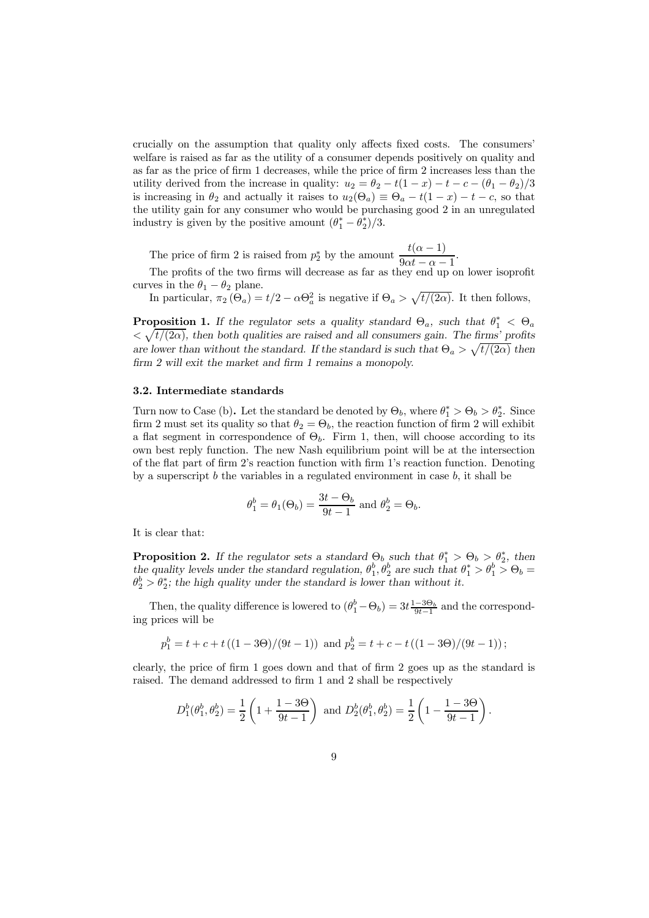crucially on the assumption that quality only affects fixed costs. The consumers' welfare is raised as far as the utility of a consumer depends positively on quality and as far as the price of firm 1 decreases, while the price of firm 2 increases less than the utility derived from the increase in quality: $u_2 = \theta_2 - t(1-x) - t - c - (\theta_1 - \theta_2)/3$ is increasing in $\theta_2$ and actually it raises to $u_2(\Theta_a) \equiv \Theta_a - t(1-x) - t - c$, so that the utility gain for any consumer who would be purchasing good 2 in an unregulated industry is given by the positive amount $(\theta_1^* - \theta_2^*)/3$.

The price of firm 2 is raised from $p_2^*$ by the amount $\dfrac{t(\alpha-1)}{9\alpha t - \alpha - 1}$.

The profits of the two firms will decrease as far as they end up on lower isoprofit curves in the $\theta_1 - \theta_2$ plane.

In particular, $\pi_2(\Theta_a) = t/2 - \alpha\Theta_a^2$ is negative if $\Theta_a > \sqrt{t/(2\alpha)}$. It then follows,

**Proposition 1.** *If the regulator sets a quality standard $\Theta_a$, such that $\theta_1^* < \Theta_a < \sqrt{t/(2\alpha)}$, then both qualities are raised and all consumers gain. The firms' profits are lower than without the standard. If the standard is such that $\Theta_a > \sqrt{t/(2\alpha)}$ then firm 2 will exit the market and firm 1 remains a monopoly.*

### 3.2. Intermediate standards

Turn now to Case (b). Let the standard be denoted by $\Theta_b$, where $\theta_1^* > \Theta_b > \theta_2^*$. Since firm 2 must set its quality so that $\theta_2 = \Theta_b$, the reaction function of firm 2 will exhibit a flat segment in correspondence of $\Theta_b$. Firm 1, then, will choose according to its own best reply function. The new Nash equilibrium point will be at the intersection of the flat part of firm 2's reaction function with firm 1's reaction function. Denoting by a superscript $b$ the variables in a regulated environment in case $b$, it shall be

$$\theta_1^b = \theta_1(\Theta_b) = \frac{3t - \Theta_b}{9t - 1} \text{ and } \theta_2^b = \Theta_b.$$

It is clear that:

**Proposition 2.** *If the regulator sets a standard $\Theta_b$ such that $\theta_1^* > \Theta_b > \theta_2^*$, then the quality levels under the standard regulation, $\theta_1^b, \theta_2^b$ are such that $\theta_1^* > \theta_1^b > \Theta_b = \theta_2^b > \theta_2^*$; the high quality under the standard is lower than without it.*

Then, the quality difference is lowered to $(\theta_1^b - \Theta_b) = 3t\frac{1-3\Theta_b}{9t-1}$ and the corresponding prices will be

$$p_1^b = t + c + t\left((1-3\Theta)/(9t-1)\right) \text{ and } p_2^b = t + c - t\left((1-3\Theta)/(9t-1)\right);$$

clearly, the price of firm 1 goes down and that of firm 2 goes up as the standard is raised. The demand addressed to firm 1 and 2 shall be respectively

$$D_1^b(\theta_1^b, \theta_2^b) = \frac{1}{2}\left(1 + \frac{1-3\Theta}{9t-1}\right) \text{ and } D_2^b(\theta_1^b, \theta_2^b) = \frac{1}{2}\left(1 - \frac{1-3\Theta}{9t-1}\right).$$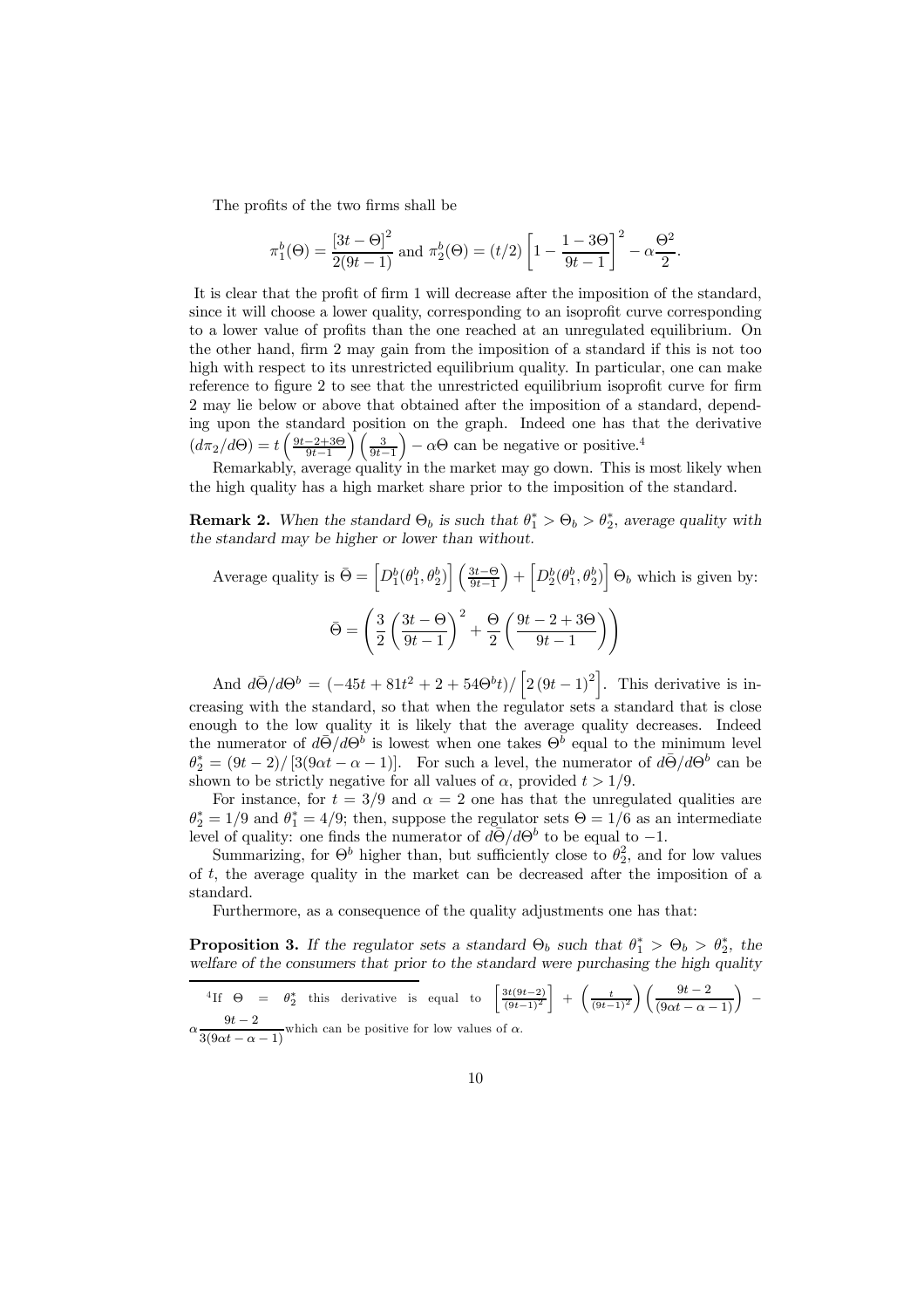The profits of the two firms shall be

$$\pi_1^b(\Theta) = \frac{[3t - \Theta]^2}{2(9t-1)} \text{ and } \pi_2^b(\Theta) = (t/2)\left[1 - \frac{1-3\Theta}{9t-1}\right]^2 - \alpha\frac{\Theta^2}{2}.$$

It is clear that the profit of firm 1 will decrease after the imposition of the standard, since it will choose a lower quality, corresponding to an isoprofit curve corresponding to a lower value of profits than the one reached at an unregulated equilibrium. On the other hand, firm 2 may gain from the imposition of a standard if this is not too high with respect to its unrestricted equilibrium quality. In particular, one can make reference to figure 2 to see that the unrestricted equilibrium isoprofit curve for firm 2 may lie below or above that obtained after the imposition of a standard, depending upon the standard position on the graph. Indeed one has that the derivative $(d\pi_2/d\Theta) = t\left(\frac{9t-2+3\Theta}{9t-1}\right)\left(\frac{3}{9t-1}\right) - \alpha\Theta$ can be negative or positive.[4]

Remarkably, average quality in the market may go down. This is most likely when the high quality has a high market share prior to the imposition of the standard.

**Remark 2.** *When the standard $\Theta_b$ is such that $\theta_1^* > \Theta_b > \theta_2^*$, average quality with the standard may be higher or lower than without.*

Average quality is $\bar{\Theta} = \left[D_1^b(\theta_1^b, \theta_2^b)\right]\left(\frac{3t-\Theta}{9t-1}\right) + \left[D_2^b(\theta_1^b, \theta_2^b)\right]\Theta_b$ which is given by:

$$\bar{\Theta} = \left(\frac{3}{2}\left(\frac{3t-\Theta}{9t-1}\right)^2 + \frac{\Theta}{2}\left(\frac{9t-2+3\Theta}{9t-1}\right)\right)$$

And $d\bar{\Theta}/d\Theta^b = (-45t + 81t^2 + 2 + 54\Theta^b t)/\left[2(9t-1)^2\right]$. This derivative is increasing with the standard, so that when the regulator sets a standard that is close enough to the low quality it is likely that the average quality decreases. Indeed the numerator of $d\bar{\Theta}/d\Theta^b$ is lowest when one takes $\Theta^b$ equal to the minimum level $\theta_2^* = (9t-2)/[3(9\alpha t - \alpha - 1)]$. For such a level, the numerator of $d\bar{\Theta}/d\Theta^b$ can be shown to be strictly negative for all values of $\alpha$, provided $t > 1/9$.

For instance, for $t = 3/9$ and $\alpha = 2$ one has that the unregulated qualities are $\theta_2^* = 1/9$ and $\theta_1^* = 4/9$; then, suppose the regulator sets $\Theta = 1/6$ as an intermediate level of quality: one finds the numerator of $d\bar{\Theta}/d\Theta^b$ to be equal to $-1$.

Summarizing, for $\Theta^b$ higher than, but sufficiently close to $\theta_2^2$, and for low values of $t$, the average quality in the market can be decreased after the imposition of a standard.

Furthermore, as a consequence of the quality adjustments one has that:

**Proposition 3.** *If the regulator sets a standard $\Theta_b$ such that $\theta_1^* > \Theta_b > \theta_2^*$, the welfare of the consumers that prior to the standard were purchasing the high quality*

---

[4] If $\Theta = \theta_2^*$ this derivative is equal to $\left[\frac{3t(9t-2)}{(9t-1)^2}\right] + \left(\frac{t}{(9t-1)^2}\right)\left(\frac{9t-2}{(9\alpha t - \alpha - 1)}\right) - \alpha\frac{9t-2}{3(9\alpha t - \alpha - 1)}$ which can be positive for low values of $\alpha$.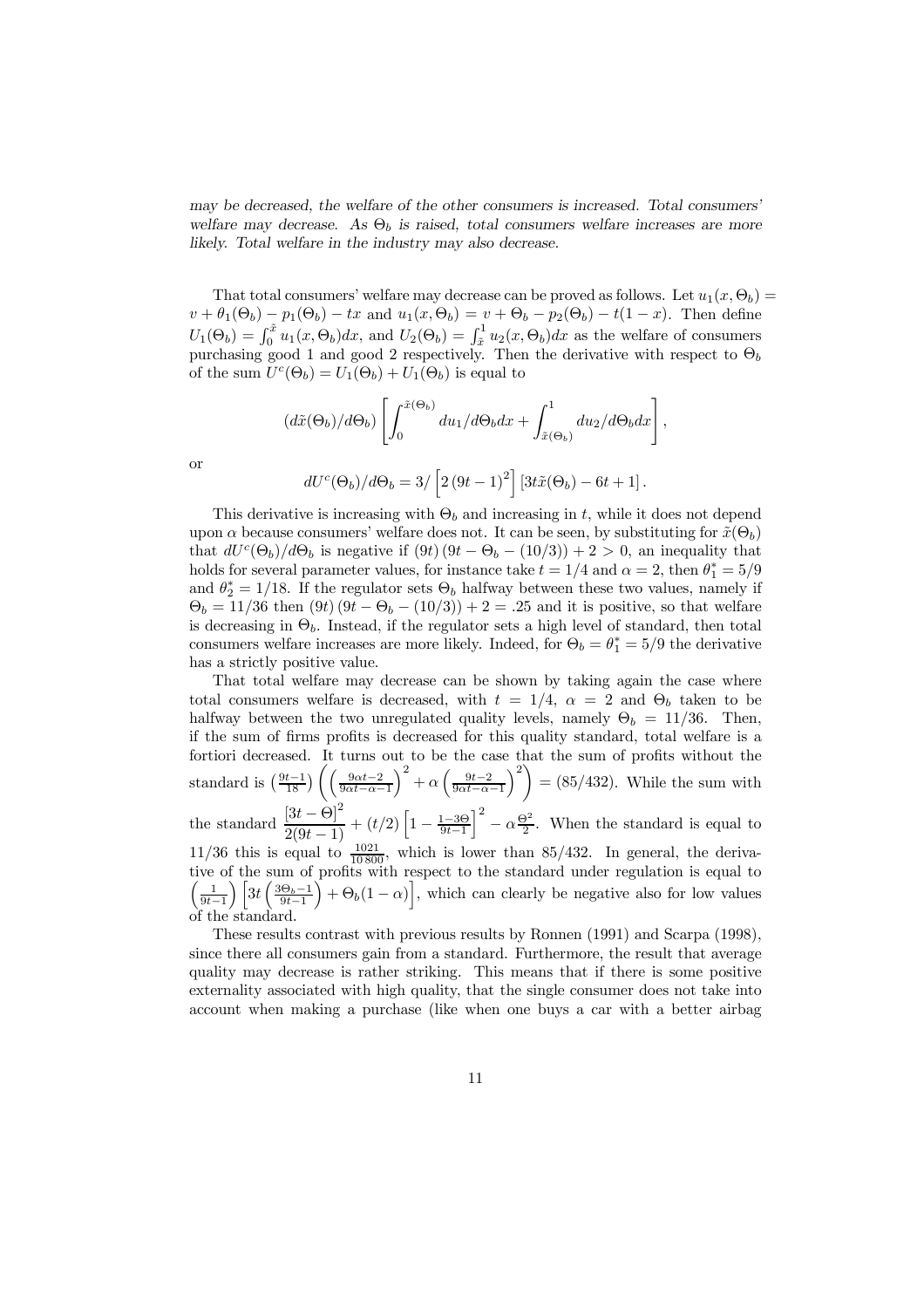*may be decreased, the welfare of the other consumers is increased. Total consumers' welfare may decrease. As $\Theta_b$ is raised, total consumers welfare increases are more likely. Total welfare in the industry may also decrease.*

That total consumers' welfare may decrease can be proved as follows. Let $u_1(x, \Theta_b) = v + \theta_1(\Theta_b) - p_1(\Theta_b) - tx$ and $u_1(x, \Theta_b) = v + \Theta_b - p_2(\Theta_b) - t(1-x)$. Then define $U_1(\Theta_b) = \int_0^{\tilde{x}} u_1(x, \Theta_b)dx$, and $U_2(\Theta_b) = \int_{\tilde{x}}^1 u_2(x, \Theta_b)dx$ as the welfare of consumers purchasing good 1 and good 2 respectively. Then the derivative with respect to $\Theta_b$ of the sum $U^c(\Theta_b) = U_1(\Theta_b) + U_1(\Theta_b)$ is equal to

$$(d\tilde{x}(\Theta_b)/d\Theta_b) \left[ \int_0^{\tilde{x}(\Theta_b)} du_1/d\Theta_b dx + \int_{\tilde{x}(\Theta_b)}^1 du_2/d\Theta_b dx \right],$$

or

$$dU^c(\Theta_b)/d\Theta_b = 3/\left[2\left(9t-1\right)^2\right]\left[3t\tilde{x}(\Theta_b) - 6t + 1\right].$$

This derivative is increasing with $\Theta_b$ and increasing in $t$, while it does not depend upon $\alpha$ because consumers' welfare does not. It can be seen, by substituting for $\tilde{x}(\Theta_b)$ that $dU^c(\Theta_b)/d\Theta_b$ is negative if $(9t)\left(9t - \Theta_b - (10/3)\right) + 2 > 0$, an inequality that holds for several parameter values, for instance take $t = 1/4$ and $\alpha = 2$, then $\theta_1^* = 5/9$ and $\theta_2^* = 1/18$. If the regulator sets $\Theta_b$ halfway between these two values, namely if $\Theta_b = 11/36$ then $(9t)\left(9t - \Theta_b - (10/3)\right) + 2 = .25$ and it is positive, so that welfare is decreasing in $\Theta_b$. Instead, if the regulator sets a high level of standard, then total consumers welfare increases are more likely. Indeed, for $\Theta_b = \theta_1^* = 5/9$ the derivative has a strictly positive value.

That total welfare may decrease can be shown by taking again the case where total consumers welfare is decreased, with $t = 1/4$, $\alpha = 2$ and $\Theta_b$ taken to be halfway between the two unregulated quality levels, namely $\Theta_b = 11/36$. Then, if the sum of firms profits is decreased for this quality standard, total welfare is a fortiori decreased. It turns out to be the case that the sum of profits without the standard is $\left(\frac{9t-1}{18}\right)\left(\left(\frac{9\alpha t-2}{9\alpha t-\alpha-1}\right)^2 + \alpha\left(\frac{9t-2}{9\alpha t-\alpha-1}\right)^2\right) = (85/432)$. While the sum with the standard $\dfrac{\left[3t-\Theta\right]^2}{2(9t-1)} + (t/2)\left[1 - \frac{1-3\Theta}{9t-1}\right]^2 - \alpha\frac{\Theta^2}{2}$. When the standard is equal to $11/36$ this is equal to $\frac{1021}{10\,800}$, which is lower than $85/432$. In general, the derivative of the sum of profits with respect to the standard under regulation is equal to $\left(\frac{1}{9t-1}\right)\left[3t\left(\frac{3\Theta_b-1}{9t-1}\right) + \Theta_b(1-\alpha)\right]$, which can clearly be negative also for low values of the standard.

These results contrast with previous results by Ronnen (1991) and Scarpa (1998), since there all consumers gain from a standard. Furthermore, the result that average quality may decrease is rather striking. This means that if there is some positive externality associated with high quality, that the single consumer does not take into account when making a purchase (like when one buys a car with a better airbag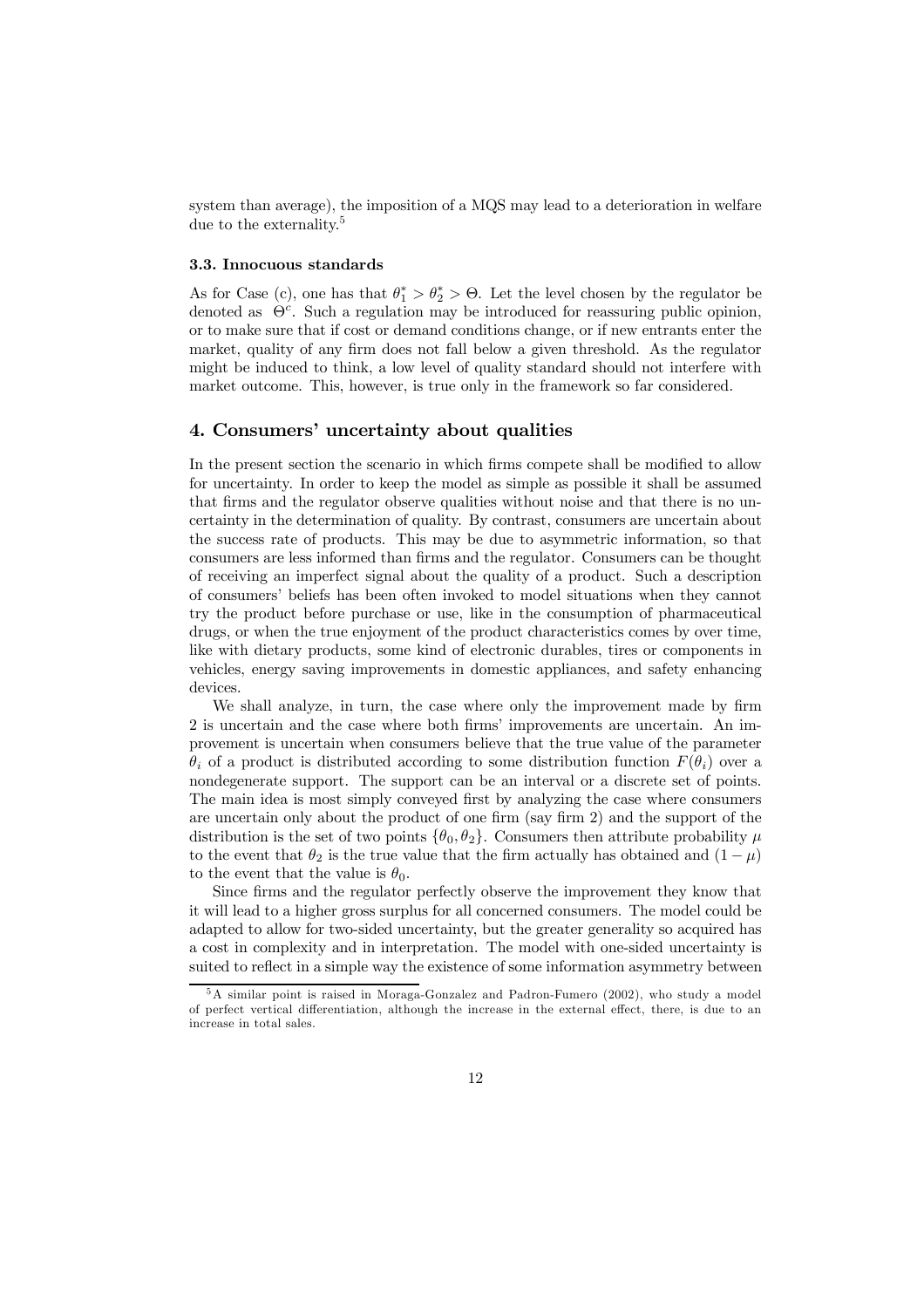system than average), the imposition of a MQS may lead to a deterioration in welfare due to the externality.[5]

### 3.3. Innocuous standards

As for Case (c), one has that $\theta_1^* > \theta_2^* > \Theta$. Let the level chosen by the regulator be denoted as $\Theta^c$. Such a regulation may be introduced for reassuring public opinion, or to make sure that if cost or demand conditions change, or if new entrants enter the market, quality of any firm does not fall below a given threshold. As the regulator might be induced to think, a low level of quality standard should not interfere with market outcome. This, however, is true only in the framework so far considered.

## 4. Consumers' uncertainty about qualities

In the present section the scenario in which firms compete shall be modified to allow for uncertainty. In order to keep the model as simple as possible it shall be assumed that firms and the regulator observe qualities without noise and that there is no uncertainty in the determination of quality. By contrast, consumers are uncertain about the success rate of products. This may be due to asymmetric information, so that consumers are less informed than firms and the regulator. Consumers can be thought of receiving an imperfect signal about the quality of a product. Such a description of consumers' beliefs has been often invoked to model situations when they cannot try the product before purchase or use, like in the consumption of pharmaceutical drugs, or when the true enjoyment of the product characteristics comes by over time, like with dietary products, some kind of electronic durables, tires or components in vehicles, energy saving improvements in domestic appliances, and safety enhancing devices.

We shall analyze, in turn, the case where only the improvement made by firm 2 is uncertain and the case where both firms' improvements are uncertain. An improvement is uncertain when consumers believe that the true value of the parameter $\theta_i$ of a product is distributed according to some distribution function $F(\theta_i)$ over a nondegenerate support. The support can be an interval or a discrete set of points. The main idea is most simply conveyed first by analyzing the case where consumers are uncertain only about the product of one firm (say firm 2) and the support of the distribution is the set of two points $\{\theta_0, \theta_2\}$. Consumers then attribute probability $\mu$ to the event that $\theta_2$ is the true value that the firm actually has obtained and $(1-\mu)$ to the event that the value is $\theta_0$.

Since firms and the regulator perfectly observe the improvement they know that it will lead to a higher gross surplus for all concerned consumers. The model could be adapted to allow for two-sided uncertainty, but the greater generality so acquired has a cost in complexity and in interpretation. The model with one-sided uncertainty is suited to reflect in a simple way the existence of some information asymmetry between

---

[5] A similar point is raised in Moraga-Gonzalez and Padron-Fumero (2002), who study a model of perfect vertical differentiation, although the increase in the external effect, there, is due to an increase in total sales.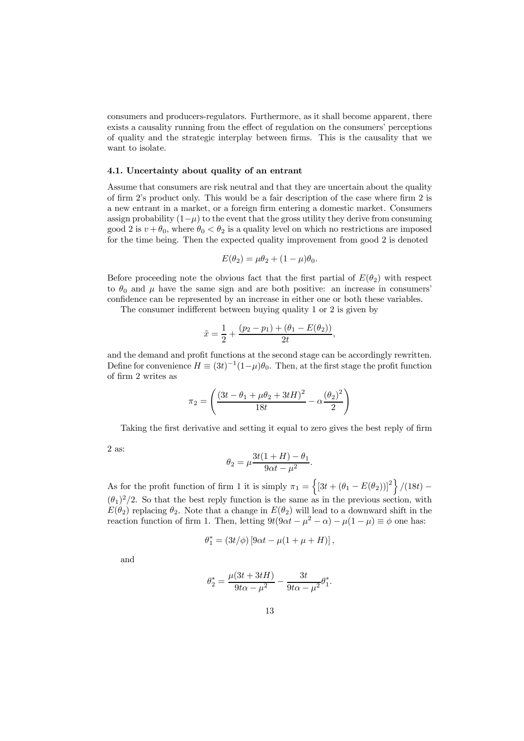consumers and producers-regulators. Furthermore, as it shall become apparent, there exists a causality running from the effect of regulation on the consumers' perceptions of quality and the strategic interplay between firms. This is the causality that we want to isolate.

### 4.1. Uncertainty about quality of an entrant

Assume that consumers are risk neutral and that they are uncertain about the quality of firm 2's product only. This would be a fair description of the case where firm 2 is a new entrant in a market, or a foreign firm entering a domestic market. Consumers assign probability $(1-\mu)$ to the event that the gross utility they derive from consuming good 2 is $v+\theta_0$, where $\theta_0 < \theta_2$ is a quality level on which no restrictions are imposed for the time being. Then the expected quality improvement from good 2 is denoted

$$E(\theta_2) = \mu\theta_2 + (1-\mu)\theta_0.$$

Before proceeding note the obvious fact that the first partial of $E(\theta_2)$ with respect to $\theta_0$ and $\mu$ have the same sign and are both positive: an increase in consumers' confidence can be represented by an increase in either one or both these variables.

The consumer indifferent between buying quality 1 or 2 is given by

$$\tilde{x} = \frac{1}{2} + \frac{(p_2 - p_1) + (\theta_1 - E(\theta_2))}{2t},$$

and the demand and profit functions at the second stage can be accordingly rewritten. Define for convenience $H \equiv (3t)^{-1}(1-\mu)\theta_0$. Then, at the first stage the profit function of firm 2 writes as

$$\pi_2 = \left( \frac{(3t - \theta_1 + \mu\theta_2 + 3tH)^2}{18t} - \alpha\frac{(\theta_2)^2}{2} \right)$$

Taking the first derivative and setting it equal to zero gives the best reply of firm 2 as:

$$\theta_2 = \mu\frac{3t(1+H) - \theta_1}{9\alpha t - \mu^2}.$$

As for the profit function of firm 1 it is simply $\pi_1 = \left\{ [3t + (\theta_1 - E(\theta_2))]^2 \right\} / (18t) - (\theta_1)^2/2$. So that the best reply function is the same as in the previous section, with $E(\theta_2)$ replacing $\theta_2$. Note that a change in $E(\theta_2)$ will lead to a downward shift in the reaction function of firm 1. Then, letting $9t(9\alpha t - \mu^2 - \alpha) - \mu(1-\mu) \equiv \phi$ one has:

$$\theta_1^* = (3t/\phi)\left[9\alpha t - \mu(1 + \mu + H)\right],$$

and

$$\theta_2^* = \frac{\mu(3t + 3tH)}{9t\alpha - \mu^2} - \frac{3t}{9t\alpha - \mu^2}\theta_1^*.$$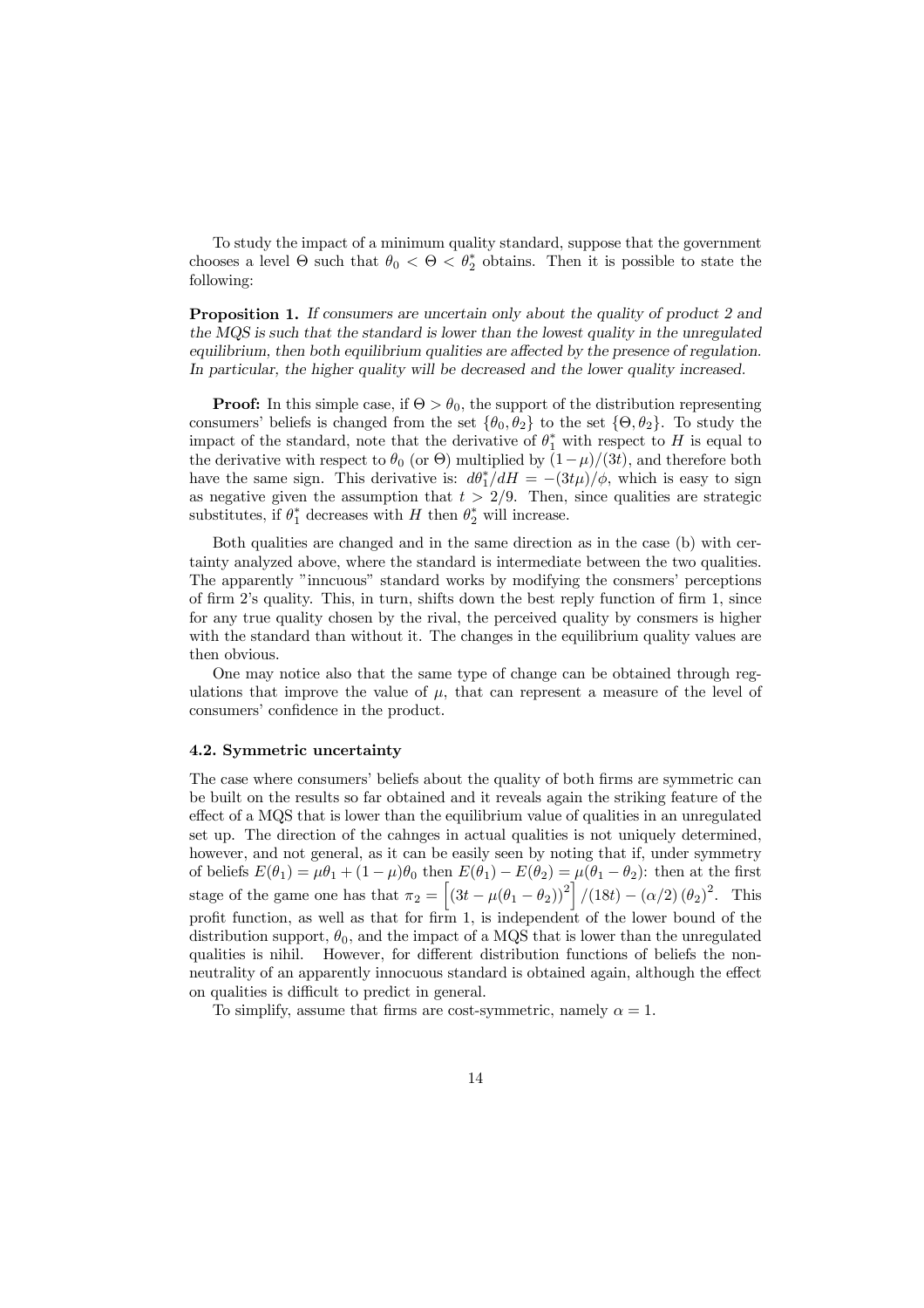To study the impact of a minimum quality standard, suppose that the government chooses a level $\Theta$ such that $\theta_0 < \Theta < \theta_2^*$ obtains. Then it is possible to state the following:

**Proposition 1.** *If consumers are uncertain only about the quality of product 2 and the MQS is such that the standard is lower than the lowest quality in the unregulated equilibrium, then both equilibrium qualities are affected by the presence of regulation. In particular, the higher quality will be decreased and the lower quality increased.*

**Proof:** In this simple case, if $\Theta > \theta_0$, the support of the distribution representing consumers' beliefs is changed from the set $\{\theta_0, \theta_2\}$ to the set $\{\Theta, \theta_2\}$. To study the impact of the standard, note that the derivative of $\theta_1^*$ with respect to $H$ is equal to the derivative with respect to $\theta_0$ (or $\Theta$) multiplied by $(1-\mu)/(3t)$, and therefore both have the same sign. This derivative is: $d\theta_1^*/dH = -(3t\mu)/\phi$, which is easy to sign as negative given the assumption that $t > 2/9$. Then, since qualities are strategic substitutes, if $\theta_1^*$ decreases with $H$ then $\theta_2^*$ will increase.

Both qualities are changed and in the same direction as in the case (b) with certainty analyzed above, where the standard is intermediate between the two qualities. The apparently "inncuous" standard works by modifying the consmers' perceptions of firm 2's quality. This, in turn, shifts down the best reply function of firm 1, since for any true quality chosen by the rival, the perceived quality by consmers is higher with the standard than without it. The changes in the equilibrium quality values are then obvious.

One may notice also that the same type of change can be obtained through regulations that improve the value of $\mu$, that can represent a measure of the level of consumers' confidence in the product.

### 4.2. Symmetric uncertainty

The case where consumers' beliefs about the quality of both firms are symmetric can be built on the results so far obtained and it reveals again the striking feature of the effect of a MQS that is lower than the equilibrium value of qualities in an unregulated set up. The direction of the cahnges in actual qualities is not uniquely determined, however, and not general, as it can be easily seen by noting that if, under symmetry of beliefs $E(\theta_1) = \mu\theta_1 + (1-\mu)\theta_0$ then $E(\theta_1) - E(\theta_2) = \mu(\theta_1 - \theta_2)$: then at the first stage of the game one has that $\pi_2 = \left[(3t - \mu(\theta_1 - \theta_2))^2\right]/(18t) - (\alpha/2)(\theta_2)^2$. This profit function, as well as that for firm 1, is independent of the lower bound of the distribution support, $\theta_0$, and the impact of a MQS that is lower than the unregulated qualities is nihil. However, for different distribution functions of beliefs the non-neutrality of an apparently innocuous standard is obtained again, although the effect on qualities is difficult to predict in general.

To simplify, assume that firms are cost-symmetric, namely $\alpha = 1$.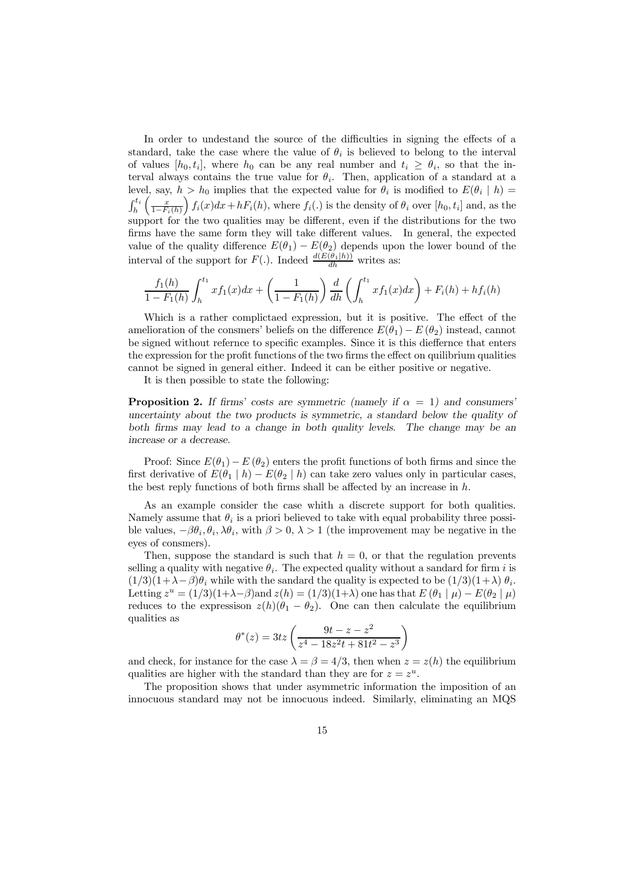In order to undestand the source of the difficulties in signing the effects of a standard, take the case where the value of $\theta_i$ is believed to belong to the interval of values $[h_0, t_i]$, where $h_0$ can be any real number and $t_i \geq \theta_i$, so that the interval always contains the true value for $\theta_i$. Then, application of a standard at a level, say, $h > h_0$ implies that the expected value for $\theta_i$ is modified to $E(\theta_i \mid h) = \int_h^{t_i} \left(\frac{x}{1-F_i(h)}\right) f_i(x)dx + hF_i(h)$, where $f_i(.)$ is the density of $\theta_i$ over $[h_0, t_i]$ and, as the support for the two qualities may be different, even if the distributions for the two firms have the same form they will take different values. In general, the expected value of the quality difference $E(\theta_1) - E(\theta_2)$ depends upon the lower bound of the interval of the support for $F(.)$. Indeed $\frac{d(E(\theta_1|h))}{dh}$ writes as:

$$\frac{f_1(h)}{1-F_1(h)} \int_h^{t_1} x f_1(x)dx + \left(\frac{1}{1-F_1(h)}\right) \frac{d}{dh}\left(\int_h^{t_1} x f_1(x)dx\right) + F_i(h) + hf_i(h)$$

Which is a rather complictaed expression, but it is positive. The effect of the amelioration of the consmers' beliefs on the difference $E(\theta_1) - E(\theta_2)$ instead, cannot be signed without refernce to specific examples. Since it is this dieffernce that enters the expression for the profit functions of the two firms the effect on quilibrium qualities cannot be signed in general either. Indeed it can be either positive or negative.

It is then possible to state the following:

**Proposition 2.** *If firms' costs are symmetric (namely if $\alpha = 1$) and consumers' uncertainty about the two products is symmetric, a standard below the quality of both firms may lead to a change in both quality levels. The change may be an increase or a decrease.*

Proof: Since $E(\theta_1) - E(\theta_2)$ enters the profit functions of both firms and since the first derivative of $E(\theta_1 \mid h) - E(\theta_2 \mid h)$ can take zero values only in particular cases, the best reply functions of both firms shall be affected by an increase in $h$.

As an example consider the case whith a discrete support for both qualities. Namely assume that $\theta_i$ is a priori believed to take with equal probability three possible values, $-\beta\theta_i, \theta_i, \lambda\theta_i$, with $\beta > 0$, $\lambda > 1$ (the improvement may be negative in the eyes of consmers).

Then, suppose the standard is such that $h = 0$, or that the regulation prevents selling a quality with negative $\theta_i$. The expected quality without a sandard for firm $i$ is $(1/3)(1+\lambda-\beta)\theta_i$ while with the sandard the quality is expected to be $(1/3)(1+\lambda)\,\theta_i$. Letting $z^u = (1/3)(1+\lambda-\beta)$and $z(h) = (1/3)(1+\lambda)$ one has that $E(\theta_1 \mid \mu) - E(\theta_2 \mid \mu)$ reduces to the expressison $z(h)(\theta_1 - \theta_2)$. One can then calculate the equilibrium qualities as

$$\theta^*(z) = 3tz\left(\frac{9t - z - z^2}{z^4 - 18z^2t + 81t^2 - z^3}\right)$$

and check, for instance for the case $\lambda = \beta = 4/3$, then when $z = z(h)$ the equilibrium qualities are higher with the standard than they are for $z = z^u$.

The proposition shows that under asymmetric information the imposition of an innocuous standard may not be innocuous indeed. Similarly, eliminating an MQS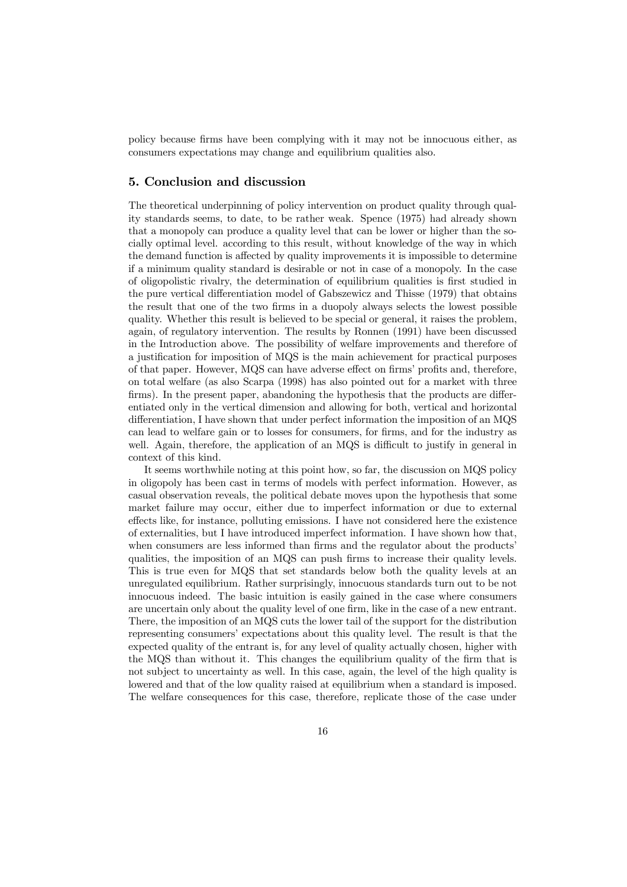policy because firms have been complying with it may not be innocuous either, as consumers expectations may change and equilibrium qualities also.

## 5. Conclusion and discussion

The theoretical underpinning of policy intervention on product quality through quality standards seems, to date, to be rather weak. Spence (1975) had already shown that a monopoly can produce a quality level that can be lower or higher than the socially optimal level. according to this result, without knowledge of the way in which the demand function is affected by quality improvements it is impossible to determine if a minimum quality standard is desirable or not in case of a monopoly. In the case of oligopolistic rivalry, the determination of equilibrium qualities is first studied in the pure vertical differentiation model of Gabszewicz and Thisse (1979) that obtains the result that one of the two firms in a duopoly always selects the lowest possible quality. Whether this result is believed to be special or general, it raises the problem, again, of regulatory intervention. The results by Ronnen (1991) have been discussed in the Introduction above. The possibility of welfare improvements and therefore of a justification for imposition of MQS is the main achievement for practical purposes of that paper. However, MQS can have adverse effect on firms' profits and, therefore, on total welfare (as also Scarpa (1998) has also pointed out for a market with three firms). In the present paper, abandoning the hypothesis that the products are differentiated only in the vertical dimension and allowing for both, vertical and horizontal differentiation, I have shown that under perfect information the imposition of an MQS can lead to welfare gain or to losses for consumers, for firms, and for the industry as well. Again, therefore, the application of an MQS is difficult to justify in general in context of this kind.

It seems worthwhile noting at this point how, so far, the discussion on MQS policy in oligopoly has been cast in terms of models with perfect information. However, as casual observation reveals, the political debate moves upon the hypothesis that some market failure may occur, either due to imperfect information or due to external effects like, for instance, polluting emissions. I have not considered here the existence of externalities, but I have introduced imperfect information. I have shown how that, when consumers are less informed than firms and the regulator about the products' qualities, the imposition of an MQS can push firms to increase their quality levels. This is true even for MQS that set standards below both the quality levels at an unregulated equilibrium. Rather surprisingly, innocuous standards turn out to be not innocuous indeed. The basic intuition is easily gained in the case where consumers are uncertain only about the quality level of one firm, like in the case of a new entrant. There, the imposition of an MQS cuts the lower tail of the support for the distribution representing consumers' expectations about this quality level. The result is that the expected quality of the entrant is, for any level of quality actually chosen, higher with the MQS than without it. This changes the equilibrium quality of the firm that is not subject to uncertainty as well. In this case, again, the level of the high quality is lowered and that of the low quality raised at equilibrium when a standard is imposed. The welfare consequences for this case, therefore, replicate those of the case under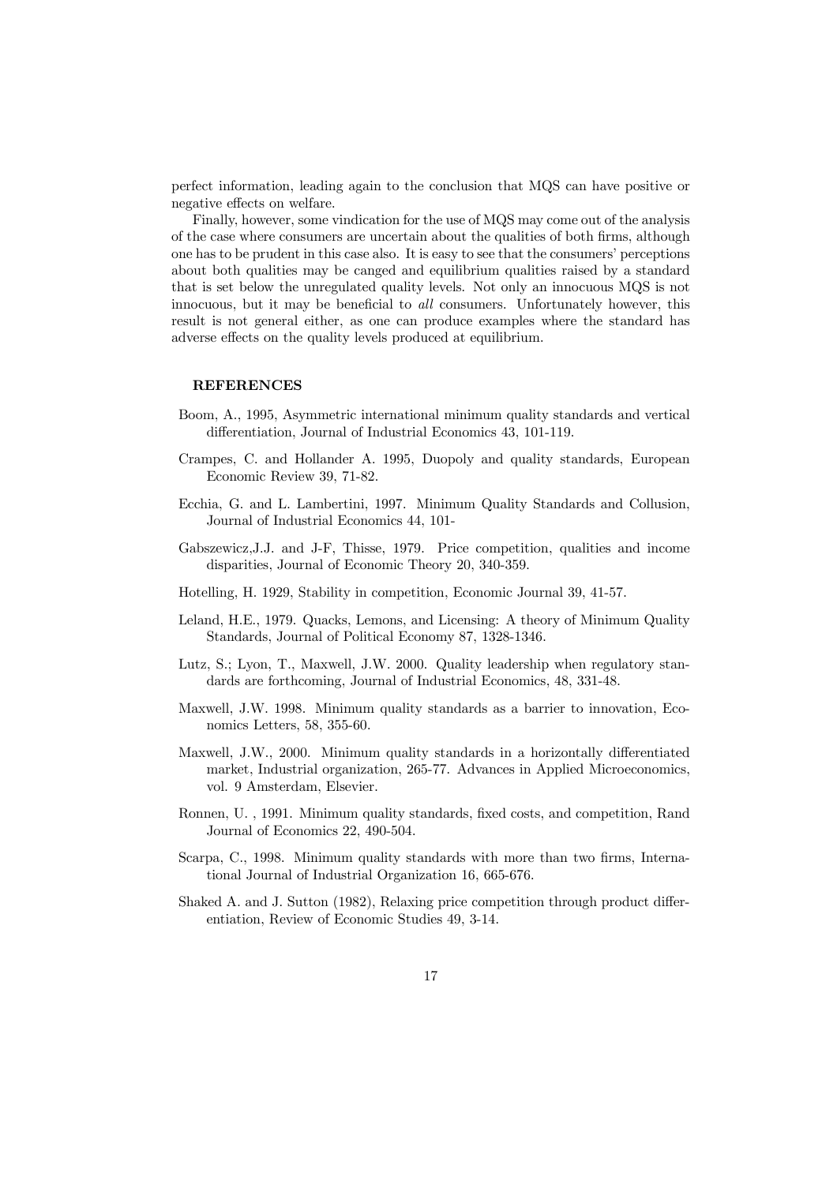perfect information, leading again to the conclusion that MQS can have positive or negative effects on welfare.

Finally, however, some vindication for the use of MQS may come out of the analysis of the case where consumers are uncertain about the qualities of both firms, although one has to be prudent in this case also. It is easy to see that the consumers' perceptions about both qualities may be canged and equilibrium qualities raised by a standard that is set below the unregulated quality levels. Not only an innocuous MQS is not innocuous, but it may be beneficial to *all* consumers. Unfortunately however, this result is not general either, as one can produce examples where the standard has adverse effects on the quality levels produced at equilibrium.

## REFERENCES

Boom, A., 1995, Asymmetric international minimum quality standards and vertical differentiation, Journal of Industrial Economics 43, 101-119.

Crampes, C. and Hollander A. 1995, Duopoly and quality standards, European Economic Review 39, 71-82.

Ecchia, G. and L. Lambertini, 1997. Minimum Quality Standards and Collusion, Journal of Industrial Economics 44, 101-

Gabszewicz,J.J. and J-F, Thisse, 1979. Price competition, qualities and income disparities, Journal of Economic Theory 20, 340-359.

Hotelling, H. 1929, Stability in competition, Economic Journal 39, 41-57.

Leland, H.E., 1979. Quacks, Lemons, and Licensing: A theory of Minimum Quality Standards, Journal of Political Economy 87, 1328-1346.

Lutz, S.; Lyon, T., Maxwell, J.W. 2000. Quality leadership when regulatory standards are forthcoming, Journal of Industrial Economics, 48, 331-48.

Maxwell, J.W. 1998. Minimum quality standards as a barrier to innovation, Economics Letters, 58, 355-60.

Maxwell, J.W., 2000. Minimum quality standards in a horizontally differentiated market, Industrial organization, 265-77. Advances in Applied Microeconomics, vol. 9 Amsterdam, Elsevier.

Ronnen, U. , 1991. Minimum quality standards, fixed costs, and competition, Rand Journal of Economics 22, 490-504.

Scarpa, C., 1998. Minimum quality standards with more than two firms, International Journal of Industrial Organization 16, 665-676.

Shaked A. and J. Sutton (1982), Relaxing price competition through product differentiation, Review of Economic Studies 49, 3-14.